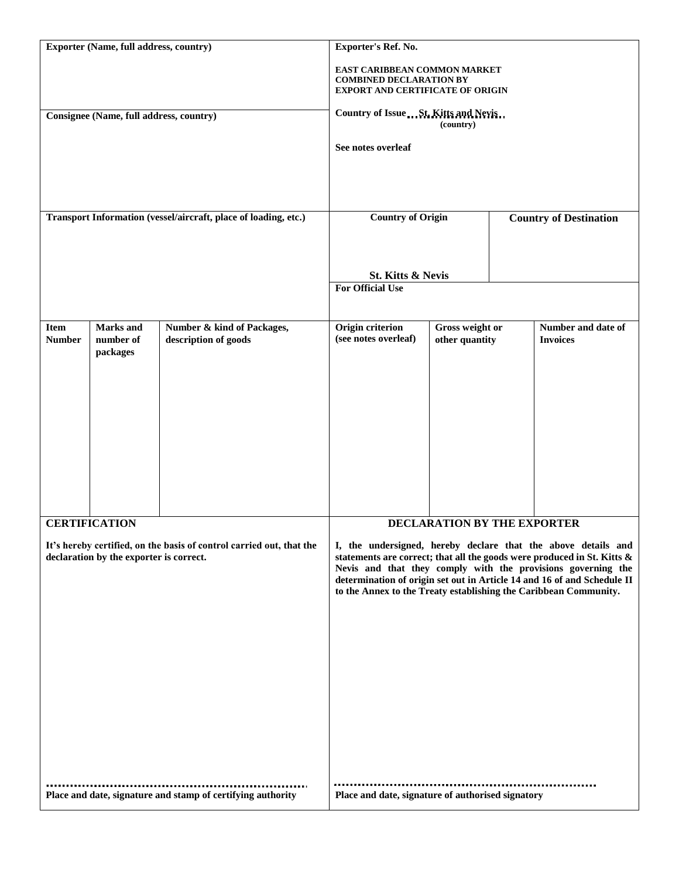| | |
|---|---|
| **Exporter (Name, full address, country)** | **Exporter's Ref. No.**<br><br>**EAST CARIBBEAN COMMON MARKET COMBINED DECLARATION BY EXPORT AND CERTIFICATE OF ORIGIN** |
| **Consignee (Name, full address, country)** | **Country of Issue ...St. Kitts and Nevis...**<br>**(country)**<br><br>**See notes overleaf** |

| | | |
|---|---|---|
| **Transport Information (vessel/aircraft, place of loading, etc.)** | **Country of Origin**<br><br>**St. Kitts & Nevis** | **Country of Destination** |
| | **For Official Use** | |

| **Item Number** | **Marks and number of packages** | **Number & kind of Packages, description of goods** | **Origin criterion (see notes overleaf)** | **Gross weight or other quantity** | **Number and date of Invoices** |
|---|---|---|---|---|---|
| | | | | | |

| **CERTIFICATION** | **DECLARATION BY THE EXPORTER** |
|---|---|
| **It's hereby certified, on the basis of control carried out, that the declaration by the exporter is correct.** | **I, the undersigned, hereby declare that the above details and statements are correct; that all the goods were produced in St. Kitts & Nevis and that they comply with the provisions governing the determination of origin set out in Article 14 and 16 of and Schedule II to the Annex to the Treaty establishing the Caribbean Community.** |
| ..................................................................<br>**Place and date, signature and stamp of certifying authority** | ..................................................................<br>**Place and date, signature of authorised signatory** |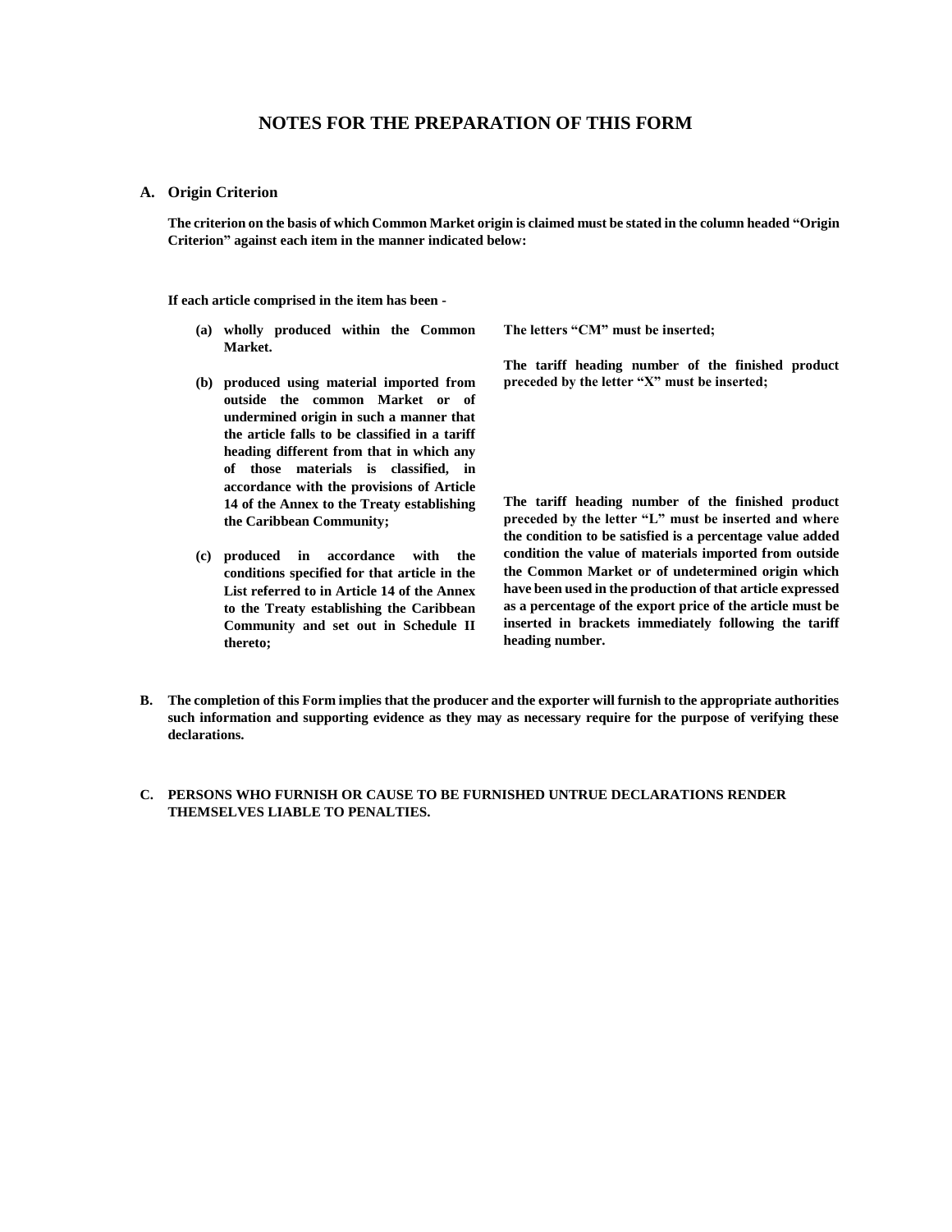## NOTES FOR THE PREPARATION OF THIS FORM

**A. Origin Criterion**

**The criterion on the basis of which Common Market origin is claimed must be stated in the column headed "Origin Criterion" against each item in the manner indicated below:**

**If each article comprised in the item has been -**

| | |
|---|---|
| **(a) wholly produced within the Common Market.** | **The letters "CM" must be inserted;** |
| **(b) produced using material imported from outside the common Market or of undermined origin in such a manner that the article falls to be classified in a tariff heading different from that in which any of those materials is classified, in accordance with the provisions of Article 14 of the Annex to the Treaty establishing the Caribbean Community;** | **The tariff heading number of the finished product preceded by the letter "X" must be inserted;** |
| **(c) produced in accordance with the conditions specified for that article in the List referred to in Article 14 of the Annex to the Treaty establishing the Caribbean Community and set out in Schedule II thereto;** | **The tariff heading number of the finished product preceded by the letter "L" must be inserted and where the condition to be satisfied is a percentage value added condition the value of materials imported from outside the Common Market or of undetermined origin which have been used in the production of that article expressed as a percentage of the export price of the article must be inserted in brackets immediately following the tariff heading number.** |

**B. The completion of this Form implies that the producer and the exporter will furnish to the appropriate authorities such information and supporting evidence as they may as necessary require for the purpose of verifying these declarations.**

**C. PERSONS WHO FURNISH OR CAUSE TO BE FURNISHED UNTRUE DECLARATIONS RENDER THEMSELVES LIABLE TO PENALTIES.**